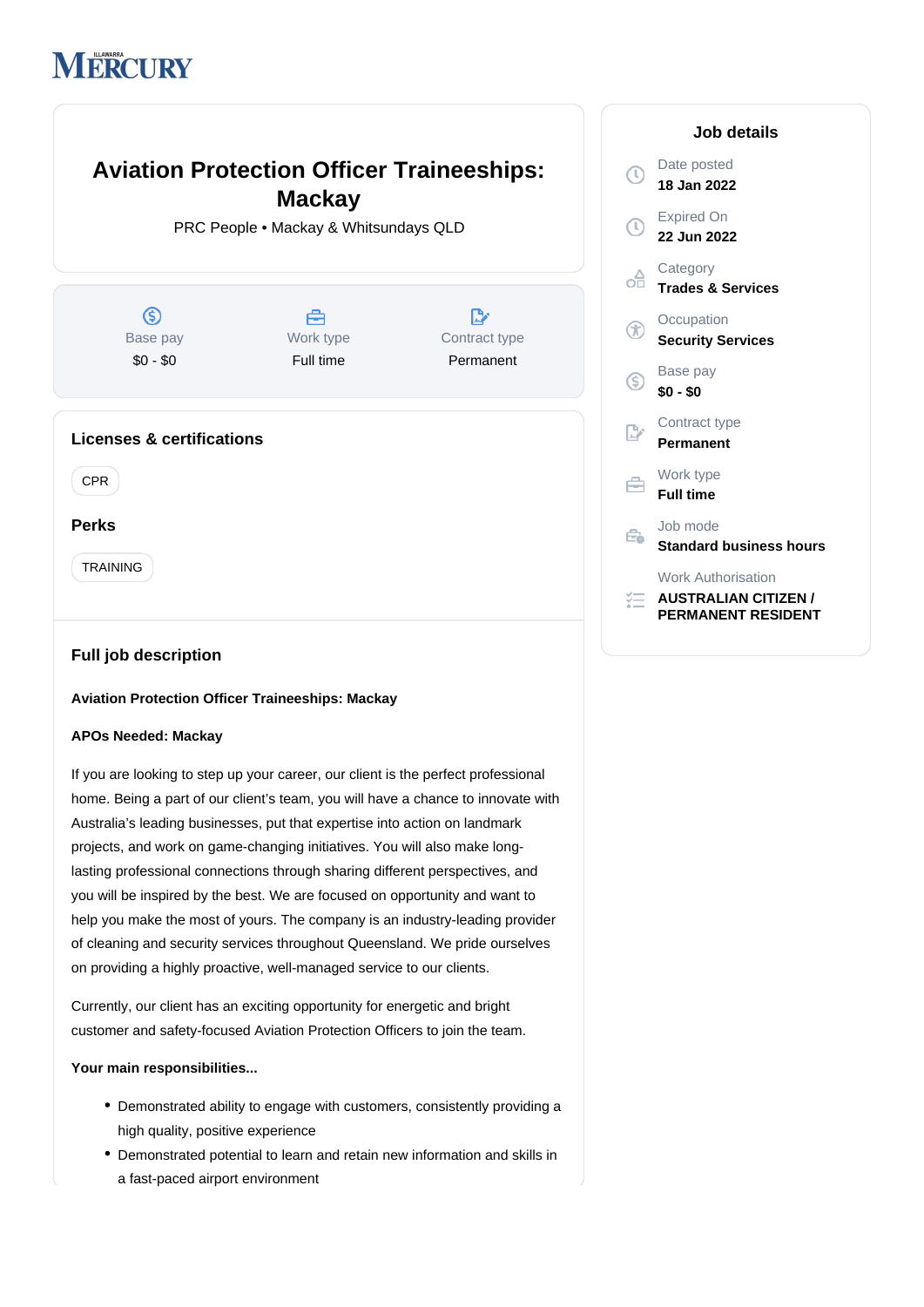# Aviation Protection Officer Traineeships: Mackay

PRC People • Mackay & Whitsundays QLD

| Base pay | Work type | Contract type |
| --- | --- | --- |
| $0 - $0 | Full time | Permanent |

## Licenses & certifications

CPR

## Perks

TRAINING

## Full job description

**Aviation Protection Officer Traineeships: Mackay**

**APOs Needed: Mackay**

If you are looking to step up your career, our client is the perfect professional home. Being a part of our client's team, you will have a chance to innovate with Australia's leading businesses, put that expertise into action on landmark projects, and work on game-changing initiatives. You will also make long-lasting professional connections through sharing different perspectives, and you will be inspired by the best. We are focused on opportunity and want to help you make the most of yours. The company is an industry-leading provider of cleaning and security services throughout Queensland. We pride ourselves on providing a highly proactive, well-managed service to our clients.

Currently, our client has an exciting opportunity for energetic and bright customer and safety-focused Aviation Protection Officers to join the team.

**Your main responsibilities...**

- Demonstrated ability to engage with customers, consistently providing a high quality, positive experience
- Demonstrated potential to learn and retain new information and skills in a fast-paced airport environment

## Job details

Date posted
**18 Jan 2022**

Expired On
**22 Jun 2022**

Category
**Trades & Services**

Occupation
**Security Services**

Base pay
**$0 - $0**

Contract type
**Permanent**

Work type
**Full time**

Job mode
**Standard business hours**

Work Authorisation
**AUSTRALIAN CITIZEN / PERMANENT RESIDENT**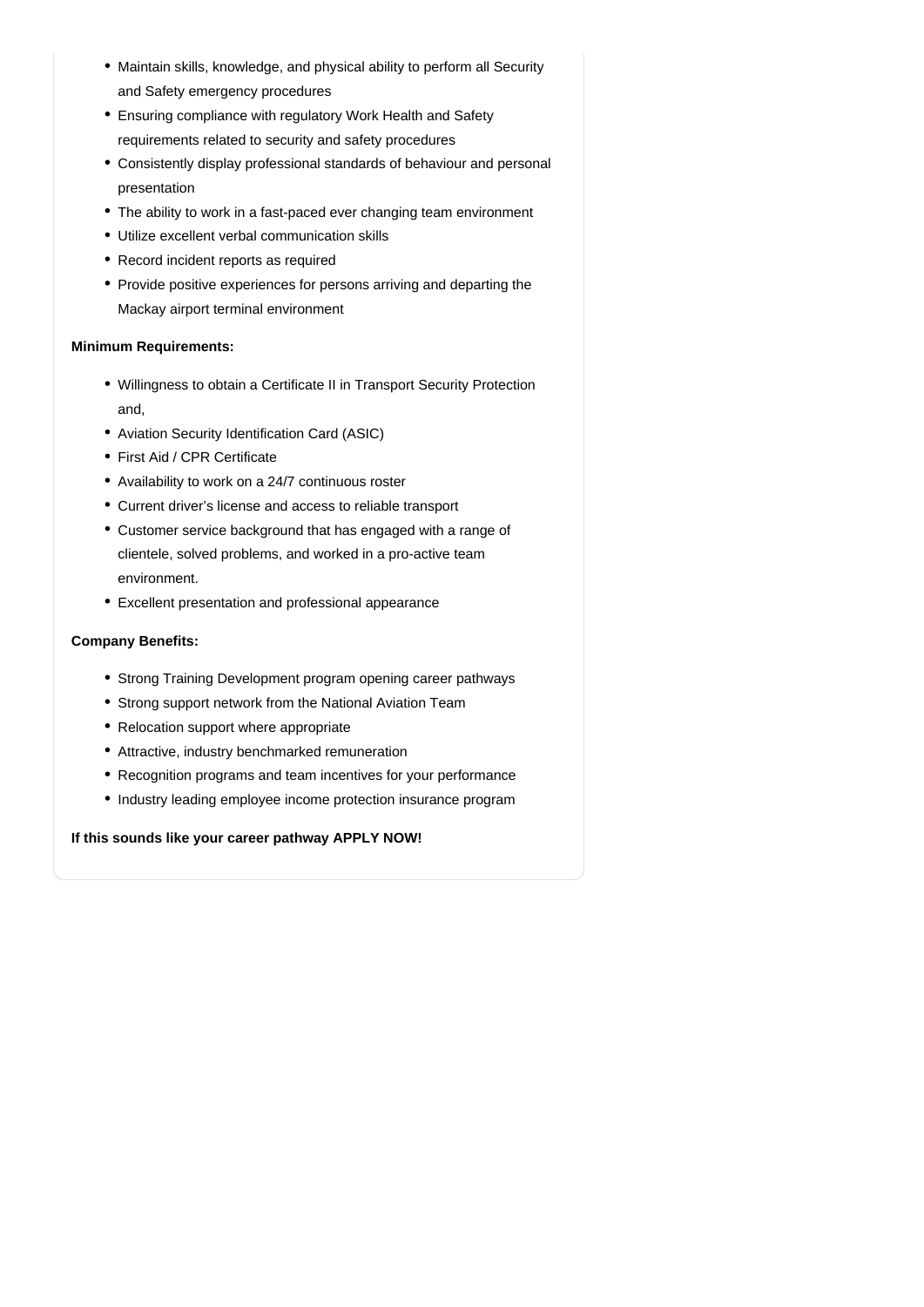- Maintain skills, knowledge, and physical ability to perform all Security and Safety emergency procedures
- Ensuring compliance with regulatory Work Health and Safety requirements related to security and safety procedures
- Consistently display professional standards of behaviour and personal presentation
- The ability to work in a fast-paced ever changing team environment
- Utilize excellent verbal communication skills
- Record incident reports as required
- Provide positive experiences for persons arriving and departing the Mackay airport terminal environment

**Minimum Requirements:**

- Willingness to obtain a Certificate II in Transport Security Protection and,
- Aviation Security Identification Card (ASIC)
- First Aid / CPR Certificate
- Availability to work on a 24/7 continuous roster
- Current driver's license and access to reliable transport
- Customer service background that has engaged with a range of clientele, solved problems, and worked in a pro-active team environment.
- Excellent presentation and professional appearance

**Company Benefits:**

- Strong Training Development program opening career pathways
- Strong support network from the National Aviation Team
- Relocation support where appropriate
- Attractive, industry benchmarked remuneration
- Recognition programs and team incentives for your performance
- Industry leading employee income protection insurance program

**If this sounds like your career pathway APPLY NOW!**